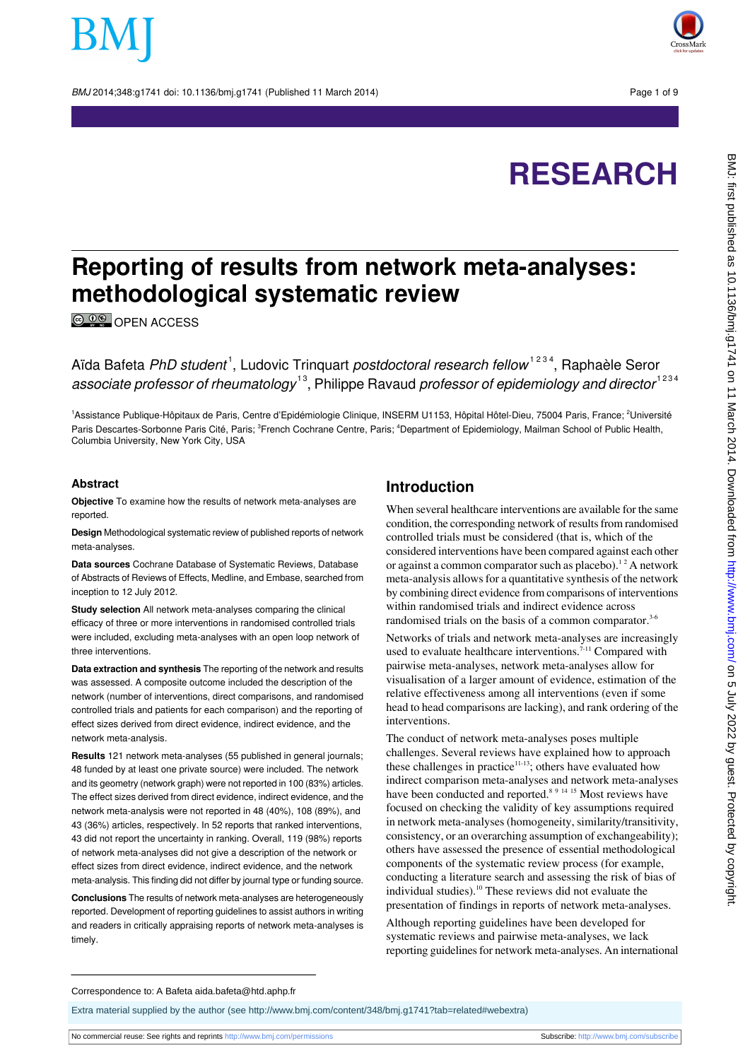RESEARCH

# Reporting of results from network meta-analyses: methodological systematic review

OPEN ACCESS

Aïda Bafeta *PhD student*[1], Ludovic Trinquart *postdoctoral research fellow*[1 2 3 4], Raphaèle Seror *associate professor of rheumatology*[1 3], Philippe Ravaud *professor of epidemiology and director*[1 2 3 4]

[1]Assistance Publique-Hôpitaux de Paris, Centre d'Epidémiologie Clinique, INSERM U1153, Hôpital Hôtel-Dieu, 75004 Paris, France; [2]Université Paris Descartes-Sorbonne Paris Cité, Paris; [3]French Cochrane Centre, Paris; [4]Department of Epidemiology, Mailman School of Public Health, Columbia University, New York City, USA

## Abstract

**Objective** To examine how the results of network meta-analyses are reported.

**Design** Methodological systematic review of published reports of network meta-analyses.

**Data sources** Cochrane Database of Systematic Reviews, Database of Abstracts of Reviews of Effects, Medline, and Embase, searched from inception to 12 July 2012.

**Study selection** All network meta-analyses comparing the clinical efficacy of three or more interventions in randomised controlled trials were included, excluding meta-analyses with an open loop network of three interventions.

**Data extraction and synthesis** The reporting of the network and results was assessed. A composite outcome included the description of the network (number of interventions, direct comparisons, and randomised controlled trials and patients for each comparison) and the reporting of effect sizes derived from direct evidence, indirect evidence, and the network meta-analysis.

**Results** 121 network meta-analyses (55 published in general journals; 48 funded by at least one private source) were included. The network and its geometry (network graph) were not reported in 100 (83%) articles. The effect sizes derived from direct evidence, indirect evidence, and the network meta-analysis were not reported in 48 (40%), 108 (89%), and 43 (36%) articles, respectively. In 52 reports that ranked interventions, 43 did not report the uncertainty in ranking. Overall, 119 (98%) reports of network meta-analyses did not give a description of the network or effect sizes from direct evidence, indirect evidence, and the network meta-analysis. This finding did not differ by journal type or funding source.

**Conclusions** The results of network meta-analyses are heterogeneously reported. Development of reporting guidelines to assist authors in writing and readers in critically appraising reports of network meta-analyses is timely.

## Introduction

When several healthcare interventions are available for the same condition, the corresponding network of results from randomised controlled trials must be considered (that is, which of the considered interventions have been compared against each other or against a common comparator such as placebo).[1 2] A network meta-analysis allows for a quantitative synthesis of the network by combining direct evidence from comparisons of interventions within randomised trials and indirect evidence across randomised trials on the basis of a common comparator.[3-6]

Networks of trials and network meta-analyses are increasingly used to evaluate healthcare interventions.[7-11] Compared with pairwise meta-analyses, network meta-analyses allow for visualisation of a larger amount of evidence, estimation of the relative effectiveness among all interventions (even if some head to head comparisons are lacking), and rank ordering of the interventions.

The conduct of network meta-analyses poses multiple challenges. Several reviews have explained how to approach these challenges in practice[11-13]; others have evaluated how indirect comparison meta-analyses and network meta-analyses have been conducted and reported.[8 9 14 15] Most reviews have focused on checking the validity of key assumptions required in network meta-analyses (homogeneity, similarity/transitivity, consistency, or an overarching assumption of exchangeability); others have assessed the presence of essential methodological components of the systematic review process (for example, conducting a literature search and assessing the risk of bias of individual studies).[10] These reviews did not evaluate the presentation of findings in reports of network meta-analyses.

Although reporting guidelines have been developed for systematic reviews and pairwise meta-analyses, we lack reporting guidelines for network meta-analyses. An international

Correspondence to: A Bafeta aida.bafeta@htd.aphp.fr

Extra material supplied by the author (see http://www.bmj.com/content/348/bmj.g1741?tab=related#webextra)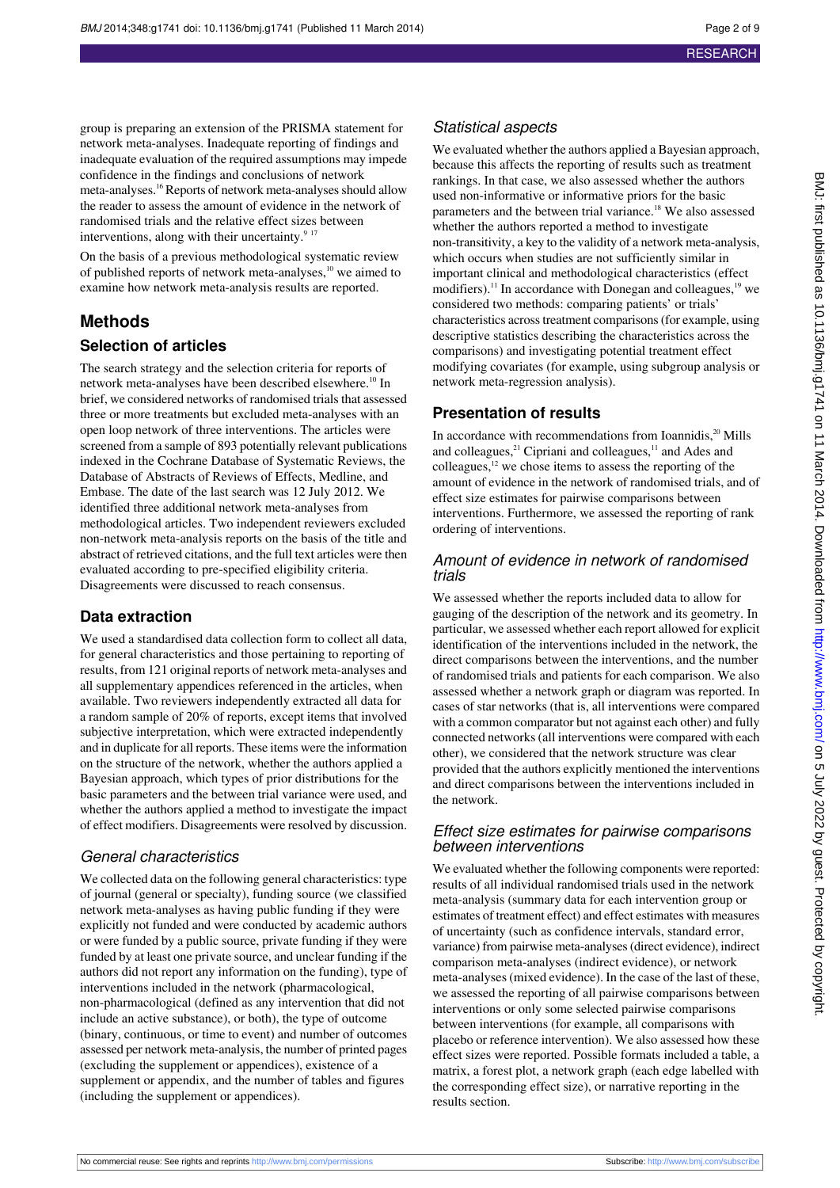group is preparing an extension of the PRISMA statement for network meta-analyses. Inadequate reporting of findings and inadequate evaluation of the required assumptions may impede confidence in the findings and conclusions of network meta-analyses.[16] Reports of network meta-analyses should allow the reader to assess the amount of evidence in the network of randomised trials and the relative effect sizes between interventions, along with their uncertainty.[9 17]

On the basis of a previous methodological systematic review of published reports of network meta-analyses,[10] we aimed to examine how network meta-analysis results are reported.

# Methods

## Selection of articles

The search strategy and the selection criteria for reports of network meta-analyses have been described elsewhere.[10] In brief, we considered networks of randomised trials that assessed three or more treatments but excluded meta-analyses with an open loop network of three interventions. The articles were screened from a sample of 893 potentially relevant publications indexed in the Cochrane Database of Systematic Reviews, the Database of Abstracts of Reviews of Effects, Medline, and Embase. The date of the last search was 12 July 2012. We identified three additional network meta-analyses from methodological articles. Two independent reviewers excluded non-network meta-analysis reports on the basis of the title and abstract of retrieved citations, and the full text articles were then evaluated according to pre-specified eligibility criteria. Disagreements were discussed to reach consensus.

## Data extraction

We used a standardised data collection form to collect all data, for general characteristics and those pertaining to reporting of results, from 121 original reports of network meta-analyses and all supplementary appendices referenced in the articles, when available. Two reviewers independently extracted all data for a random sample of 20% of reports, except items that involved subjective interpretation, which were extracted independently and in duplicate for all reports. These items were the information on the structure of the network, whether the authors applied a Bayesian approach, which types of prior distributions for the basic parameters and the between trial variance were used, and whether the authors applied a method to investigate the impact of effect modifiers. Disagreements were resolved by discussion.

### General characteristics

We collected data on the following general characteristics: type of journal (general or specialty), funding source (we classified network meta-analyses as having public funding if they were explicitly not funded and were conducted by academic authors or were funded by a public source, private funding if they were funded by at least one private source, and unclear funding if the authors did not report any information on the funding), type of interventions included in the network (pharmacological, non-pharmacological (defined as any intervention that did not include an active substance), or both), the type of outcome (binary, continuous, or time to event) and number of outcomes assessed per network meta-analysis, the number of printed pages (excluding the supplement or appendices), existence of a supplement or appendix, and the number of tables and figures (including the supplement or appendices).

### Statistical aspects

We evaluated whether the authors applied a Bayesian approach, because this affects the reporting of results such as treatment rankings. In that case, we also assessed whether the authors used non-informative or informative priors for the basic parameters and the between trial variance.[18] We also assessed whether the authors reported a method to investigate non-transitivity, a key to the validity of a network meta-analysis, which occurs when studies are not sufficiently similar in important clinical and methodological characteristics (effect modifiers).[11] In accordance with Donegan and colleagues,[19] we considered two methods: comparing patients' or trials' characteristics across treatment comparisons (for example, using descriptive statistics describing the characteristics across the comparisons) and investigating potential treatment effect modifying covariates (for example, using subgroup analysis or network meta-regression analysis).

## Presentation of results

In accordance with recommendations from Ioannidis,[20] Mills and colleagues,[21] Cipriani and colleagues,[11] and Ades and colleagues,[12] we chose items to assess the reporting of the amount of evidence in the network of randomised trials, and of effect size estimates for pairwise comparisons between interventions. Furthermore, we assessed the reporting of rank ordering of interventions.

### Amount of evidence in network of randomised trials

We assessed whether the reports included data to allow for gauging of the description of the network and its geometry. In particular, we assessed whether each report allowed for explicit identification of the interventions included in the network, the direct comparisons between the interventions, and the number of randomised trials and patients for each comparison. We also assessed whether a network graph or diagram was reported. In cases of star networks (that is, all interventions were compared with a common comparator but not against each other) and fully connected networks (all interventions were compared with each other), we considered that the network structure was clear provided that the authors explicitly mentioned the interventions and direct comparisons between the interventions included in the network.

### Effect size estimates for pairwise comparisons between interventions

We evaluated whether the following components were reported: results of all individual randomised trials used in the network meta-analysis (summary data for each intervention group or estimates of treatment effect) and effect estimates with measures of uncertainty (such as confidence intervals, standard error, variance) from pairwise meta-analyses (direct evidence), indirect comparison meta-analyses (indirect evidence), or network meta-analyses (mixed evidence). In the case of the last of these, we assessed the reporting of all pairwise comparisons between interventions or only some selected pairwise comparisons between interventions (for example, all comparisons with placebo or reference intervention). We also assessed how these effect sizes were reported. Possible formats included a table, a matrix, a forest plot, a network graph (each edge labelled with the corresponding effect size), or narrative reporting in the results section.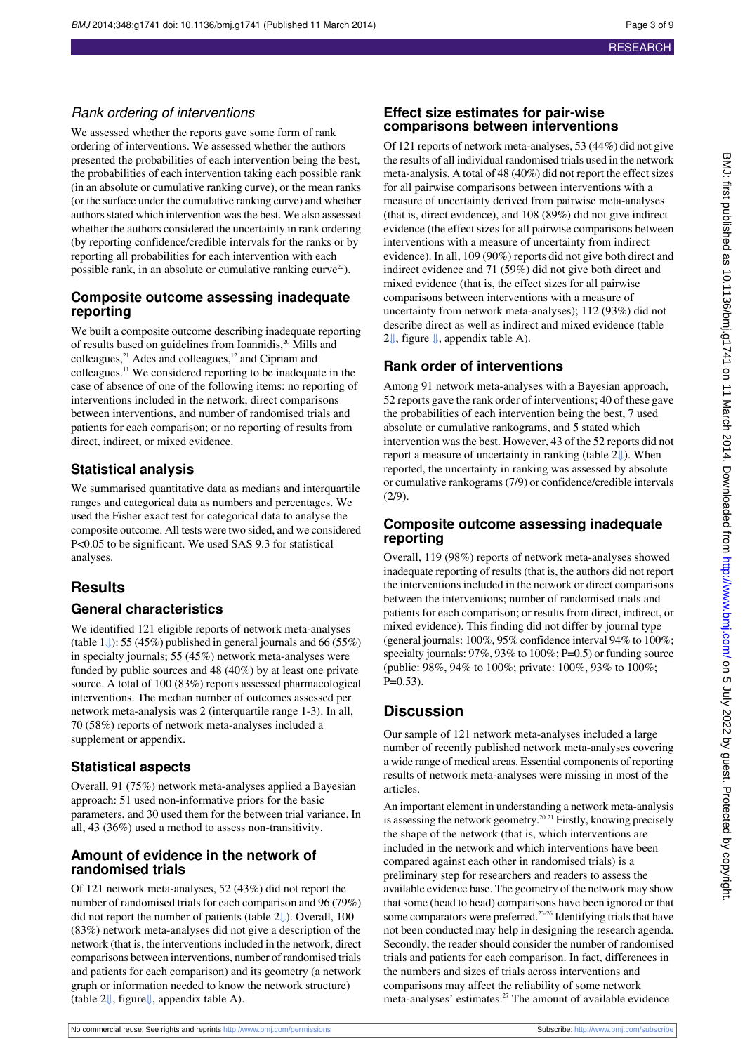### Rank ordering of interventions

We assessed whether the reports gave some form of rank ordering of interventions. We assessed whether the authors presented the probabilities of each intervention being the best, the probabilities of each intervention taking each possible rank (in an absolute or cumulative ranking curve), or the mean ranks (or the surface under the cumulative ranking curve) and whether authors stated which intervention was the best. We also assessed whether the authors considered the uncertainty in rank ordering (by reporting confidence/credible intervals for the ranks or by reporting all probabilities for each intervention with each possible rank, in an absolute or cumulative ranking curve[22]).

## Composite outcome assessing inadequate reporting

We built a composite outcome describing inadequate reporting of results based on guidelines from Ioannidis,[20] Mills and colleagues,[21] Ades and colleagues,[12] and Cipriani and colleagues.[11] We considered reporting to be inadequate in the case of absence of one of the following items: no reporting of interventions included in the network, direct comparisons between interventions, and number of randomised trials and patients for each comparison; or no reporting of results from direct, indirect, or mixed evidence.

## Statistical analysis

We summarised quantitative data as medians and interquartile ranges and categorical data as numbers and percentages. We used the Fisher exact test for categorical data to analyse the composite outcome. All tests were two sided, and we considered P<0.05 to be significant. We used SAS 9.3 for statistical analyses.

# Results

## General characteristics

We identified 121 eligible reports of network meta-analyses (table 1): 55 (45%) published in general journals and 66 (55%) in specialty journals; 55 (45%) network meta-analyses were funded by public sources and 48 (40%) by at least one private source. A total of 100 (83%) reports assessed pharmacological interventions. The median number of outcomes assessed per network meta-analysis was 2 (interquartile range 1-3). In all, 70 (58%) reports of network meta-analyses included a supplement or appendix.

## Statistical aspects

Overall, 91 (75%) network meta-analyses applied a Bayesian approach: 51 used non-informative priors for the basic parameters, and 30 used them for the between trial variance. In all, 43 (36%) used a method to assess non-transitivity.

## Amount of evidence in the network of randomised trials

Of 121 network meta-analyses, 52 (43%) did not report the number of randomised trials for each comparison and 96 (79%) did not report the number of patients (table 2). Overall, 100 (83%) network meta-analyses did not give a description of the network (that is, the interventions included in the network, direct comparisons between interventions, number of randomised trials and patients for each comparison) and its geometry (a network graph or information needed to know the network structure) (table 2, figure, appendix table A).

## Effect size estimates for pair-wise comparisons between interventions

Of 121 reports of network meta-analyses, 53 (44%) did not give the results of all individual randomised trials used in the network meta-analysis. A total of 48 (40%) did not report the effect sizes for all pairwise comparisons between interventions with a measure of uncertainty derived from pairwise meta-analyses (that is, direct evidence), and 108 (89%) did not give indirect evidence (the effect sizes for all pairwise comparisons between interventions with a measure of uncertainty from indirect evidence). In all, 109 (90%) reports did not give both direct and indirect evidence and 71 (59%) did not give both direct and mixed evidence (that is, the effect sizes for all pairwise comparisons between interventions with a measure of uncertainty from network meta-analyses); 112 (93%) did not describe direct as well as indirect and mixed evidence (table 2, figure, appendix table A).

## Rank order of interventions

Among 91 network meta-analyses with a Bayesian approach, 52 reports gave the rank order of interventions; 40 of these gave the probabilities of each intervention being the best, 7 used absolute or cumulative rankograms, and 5 stated which intervention was the best. However, 43 of the 52 reports did not report a measure of uncertainty in ranking (table 2). When reported, the uncertainty in ranking was assessed by absolute or cumulative rankograms (7/9) or confidence/credible intervals (2/9).

## Composite outcome assessing inadequate reporting

Overall, 119 (98%) reports of network meta-analyses showed inadequate reporting of results (that is, the authors did not report the interventions included in the network or direct comparisons between the interventions; number of randomised trials and patients for each comparison; or results from direct, indirect, or mixed evidence). This finding did not differ by journal type (general journals: 100%, 95% confidence interval 94% to 100%; specialty journals: 97%, 93% to 100%; P=0.5) or funding source (public: 98%, 94% to 100%; private: 100%, 93% to 100%; P=0.53).

# Discussion

Our sample of 121 network meta-analyses included a large number of recently published network meta-analyses covering a wide range of medical areas. Essential components of reporting results of network meta-analyses were missing in most of the articles.

An important element in understanding a network meta-analysis is assessing the network geometry.[20 21] Firstly, knowing precisely the shape of the network (that is, which interventions are included in the network and which interventions have been compared against each other in randomised trials) is a preliminary step for researchers and readers to assess the available evidence base. The geometry of the network may show that some (head to head) comparisons have been ignored or that some comparators were preferred.[23-26] Identifying trials that have not been conducted may help in designing the research agenda. Secondly, the reader should consider the number of randomised trials and patients for each comparison. In fact, differences in the numbers and sizes of trials across interventions and comparisons may affect the reliability of some network meta-analyses' estimates.[27] The amount of available evidence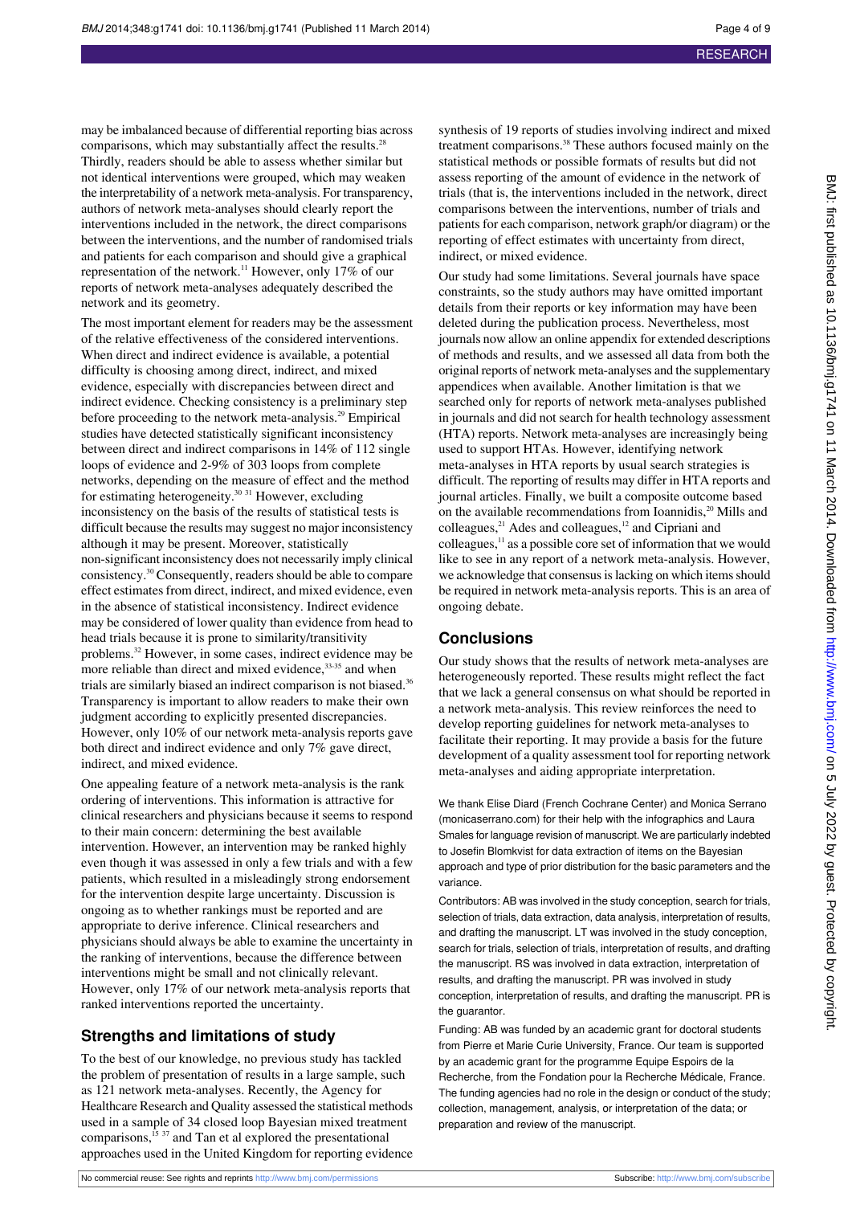may be imbalanced because of differential reporting bias across comparisons, which may substantially affect the results.[28] Thirdly, readers should be able to assess whether similar but not identical interventions were grouped, which may weaken the interpretability of a network meta-analysis. For transparency, authors of network meta-analyses should clearly report the interventions included in the network, the direct comparisons between the interventions, and the number of randomised trials and patients for each comparison and should give a graphical representation of the network.[11] However, only 17% of our reports of network meta-analyses adequately described the network and its geometry.

The most important element for readers may be the assessment of the relative effectiveness of the considered interventions. When direct and indirect evidence is available, a potential difficulty is choosing among direct, indirect, and mixed evidence, especially with discrepancies between direct and indirect evidence. Checking consistency is a preliminary step before proceeding to the network meta-analysis.[29] Empirical studies have detected statistically significant inconsistency between direct and indirect comparisons in 14% of 112 single loops of evidence and 2-9% of 303 loops from complete networks, depending on the measure of effect and the method for estimating heterogeneity.[30 31] However, excluding inconsistency on the basis of the results of statistical tests is difficult because the results may suggest no major inconsistency although it may be present. Moreover, statistically non-significant inconsistency does not necessarily imply clinical consistency.[30] Consequently, readers should be able to compare effect estimates from direct, indirect, and mixed evidence, even in the absence of statistical inconsistency. Indirect evidence may be considered of lower quality than evidence from head to head trials because it is prone to similarity/transitivity problems.[32] However, in some cases, indirect evidence may be more reliable than direct and mixed evidence,[33-35] and when trials are similarly biased an indirect comparison is not biased.[36] Transparency is important to allow readers to make their own judgment according to explicitly presented discrepancies. However, only 10% of our network meta-analysis reports gave both direct and indirect evidence and only 7% gave direct, indirect, and mixed evidence.

One appealing feature of a network meta-analysis is the rank ordering of interventions. This information is attractive for clinical researchers and physicians because it seems to respond to their main concern: determining the best available intervention. However, an intervention may be ranked highly even though it was assessed in only a few trials and with a few patients, which resulted in a misleadingly strong endorsement for the intervention despite large uncertainty. Discussion is ongoing as to whether rankings must be reported and are appropriate to derive inference. Clinical researchers and physicians should always be able to examine the uncertainty in the ranking of interventions, because the difference between interventions might be small and not clinically relevant. However, only 17% of our network meta-analysis reports that ranked interventions reported the uncertainty.

## Strengths and limitations of study

To the best of our knowledge, no previous study has tackled the problem of presentation of results in a large sample, such as 121 network meta-analyses. Recently, the Agency for Healthcare Research and Quality assessed the statistical methods used in a sample of 34 closed loop Bayesian mixed treatment comparisons,[15 37] and Tan et al explored the presentational approaches used in the United Kingdom for reporting evidence synthesis of 19 reports of studies involving indirect and mixed treatment comparisons.[38] These authors focused mainly on the statistical methods or possible formats of results but did not assess reporting of the amount of evidence in the network of trials (that is, the interventions included in the network, direct comparisons between the interventions, number of trials and patients for each comparison, network graph/or diagram) or the reporting of effect estimates with uncertainty from direct, indirect, or mixed evidence.

Our study had some limitations. Several journals have space constraints, so the study authors may have omitted important details from their reports or key information may have been deleted during the publication process. Nevertheless, most journals now allow an online appendix for extended descriptions of methods and results, and we assessed all data from both the original reports of network meta-analyses and the supplementary appendices when available. Another limitation is that we searched only for reports of network meta-analyses published in journals and did not search for health technology assessment (HTA) reports. Network meta-analyses are increasingly being used to support HTAs. However, identifying network meta-analyses in HTA reports by usual search strategies is difficult. The reporting of results may differ in HTA reports and journal articles. Finally, we built a composite outcome based on the available recommendations from Ioannidis,[20] Mills and colleagues,[21] Ades and colleagues,[12] and Cipriani and colleagues,[11] as a possible core set of information that we would like to see in any report of a network meta-analysis. However, we acknowledge that consensus is lacking on which items should be required in network meta-analysis reports. This is an area of ongoing debate.

## Conclusions

Our study shows that the results of network meta-analyses are heterogeneously reported. These results might reflect the fact that we lack a general consensus on what should be reported in a network meta-analysis. This review reinforces the need to develop reporting guidelines for network meta-analyses to facilitate their reporting. It may provide a basis for the future development of a quality assessment tool for reporting network meta-analyses and aiding appropriate interpretation.

We thank Elise Diard (French Cochrane Center) and Monica Serrano (monicaserrano.com) for their help with the infographics and Laura Smales for language revision of manuscript. We are particularly indebted to Josefin Blomkvist for data extraction of items on the Bayesian approach and type of prior distribution for the basic parameters and the variance.

Contributors: AB was involved in the study conception, search for trials, selection of trials, data extraction, data analysis, interpretation of results, and drafting the manuscript. LT was involved in the study conception, search for trials, selection of trials, interpretation of results, and drafting the manuscript. RS was involved in data extraction, interpretation of results, and drafting the manuscript. PR was involved in study conception, interpretation of results, and drafting the manuscript. PR is the guarantor.

Funding: AB was funded by an academic grant for doctoral students from Pierre et Marie Curie University, France. Our team is supported by an academic grant for the programme Equipe Espoirs de la Recherche, from the Fondation pour la Recherche Médicale, France. The funding agencies had no role in the design or conduct of the study; collection, management, analysis, or interpretation of the data; or preparation and review of the manuscript.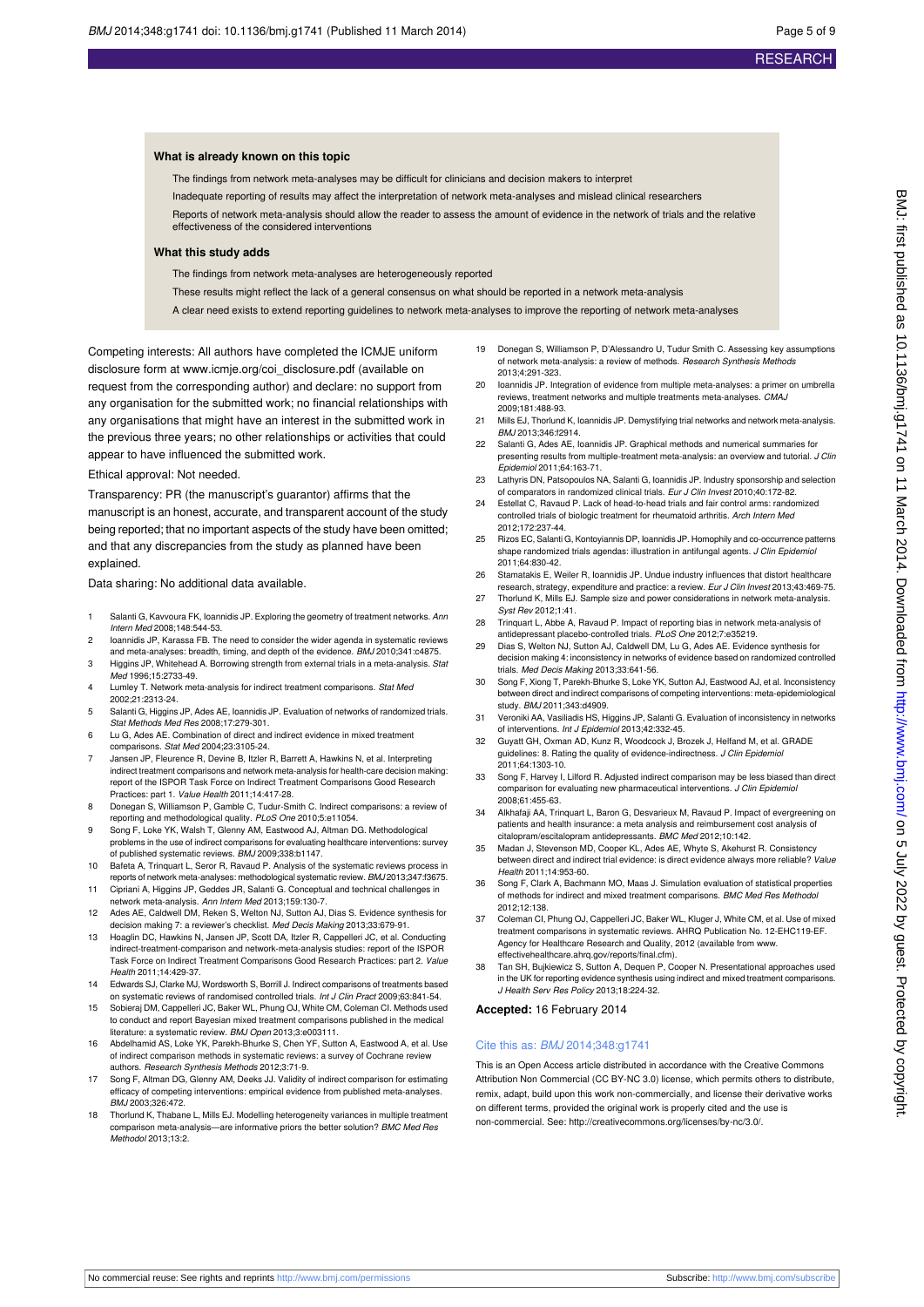### What is already known on this topic

The findings from network meta-analyses may be difficult for clinicians and decision makers to interpret

Inadequate reporting of results may affect the interpretation of network meta-analyses and mislead clinical researchers

Reports of network meta-analysis should allow the reader to assess the amount of evidence in the network of trials and the relative effectiveness of the considered interventions

### What this study adds

The findings from network meta-analyses are heterogeneously reported

These results might reflect the lack of a general consensus on what should be reported in a network meta-analysis

A clear need exists to extend reporting guidelines to network meta-analyses to improve the reporting of network meta-analyses

Competing interests: All authors have completed the ICMJE uniform disclosure form at www.icmje.org/coi_disclosure.pdf (available on request from the corresponding author) and declare: no support from any organisation for the submitted work; no financial relationships with any organisations that might have an interest in the submitted work in the previous three years; no other relationships or activities that could appear to have influenced the submitted work.

Ethical approval: Not needed.

Transparency: PR (the manuscript's guarantor) affirms that the manuscript is an honest, accurate, and transparent account of the study being reported; that no important aspects of the study have been omitted; and that any discrepancies from the study as planned have been explained.

Data sharing: No additional data available.

1. Salanti G, Kavvoura FK, Ioannidis JP. Exploring the geometry of treatment networks. *Ann Intern Med* 2008;148:544-53.
2. Ioannidis JP, Karassa FB. The need to consider the wider agenda in systematic reviews and meta-analyses: breadth, timing, and depth of the evidence. *BMJ* 2010;341:c4875.
3. Higgins JP, Whitehead A. Borrowing strength from external trials in a meta-analysis. *Stat Med* 1996;15:2733-49.
4. Lumley T. Network meta-analysis for indirect treatment comparisons. *Stat Med* 2002;21:2313-24.
5. Salanti G, Higgins JP, Ades AE, Ioannidis JP. Evaluation of networks of randomized trials. *Stat Methods Med Res* 2008;17:279-301.
6. Lu G, Ades AE. Combination of direct and indirect evidence in mixed treatment comparisons. *Stat Med* 2004;23:3105-24.
7. Jansen JP, Fleurence R, Devine B, Itzler R, Barrett A, Hawkins N, et al. Interpreting indirect treatment comparisons and network meta-analysis for health-care decision making: report of the ISPOR Task Force on Indirect Treatment Comparisons Good Research Practices: part 1. *Value Health* 2011;14:417-28.
8. Donegan S, Williamson P, Gamble C, Tudur-Smith C. Indirect comparisons: a review of reporting and methodological quality. *PLoS One* 2010;5:e11054.
9. Song F, Loke YK, Walsh T, Glenny AM, Eastwood AJ, Altman DG. Methodological problems in the use of indirect comparisons for evaluating healthcare interventions: survey of published systematic reviews. *BMJ* 2009;338:b1147.
10. Bafeta A, Trinquart L, Seror R, Ravaud P. Analysis of the systematic reviews process in reports of network meta-analyses: methodological systematic review. *BMJ* 2013;347:f3675.
11. Cipriani A, Higgins JP, Geddes JR, Salanti G. Conceptual and technical challenges in network meta-analysis. *Ann Intern Med* 2013;159:130-7.
12. Ades AE, Caldwell DM, Reken S, Welton NJ, Sutton AJ, Dias S. Evidence synthesis for decision making 7: a reviewer's checklist. *Med Decis Making* 2013;33:679-91.
13. Hoaglin DC, Hawkins N, Jansen JP, Scott DA, Itzler R, Cappelleri JC, et al. Conducting indirect-treatment-comparison and network-meta-analysis studies: report of the ISPOR Task Force on Indirect Treatment Comparisons Good Research Practices: part 2. *Value Health* 2011;14:429-37.
14. Edwards SJ, Clarke MJ, Wordsworth S, Borrill J. Indirect comparisons of treatments based on systematic reviews of randomised controlled trials. *Int J Clin Pract* 2009;63:841-54.
15. Sobieraj DM, Cappelleri JC, Baker WL, Phung OJ, White CM, Coleman CI. Methods used to conduct and report Bayesian mixed treatment comparisons published in the medical literature: a systematic review. *BMJ Open* 2013;3:e003111.
16. Abdelhamid AS, Loke YK, Parekh-Bhurke S, Chen YF, Sutton A, Eastwood A, et al. Use of indirect comparison methods in systematic reviews: a survey of Cochrane review authors. *Research Synthesis Methods* 2012;3:71-9.
17. Song F, Altman DG, Glenny AM, Deeks JJ. Validity of indirect comparison for estimating efficacy of competing interventions: empirical evidence from published meta-analyses. *BMJ* 2003;326:472.
18. Thorlund K, Thabane L, Mills EJ. Modelling heterogeneity variances in multiple treatment comparison meta-analysis—are informative priors the better solution? *BMC Med Res Methodol* 2013;13:2.
19. Donegan S, Williamson P, D'Alessandro U, Tudur Smith C. Assessing key assumptions of network meta-analysis: a review of methods. *Research Synthesis Methods* 2013;4:291-323.
20. Ioannidis JP. Integration of evidence from multiple meta-analyses: a primer on umbrella reviews, treatment networks and multiple treatments meta-analyses. *CMAJ* 2009;181:488-93.
21. Mills EJ, Thorlund K, Ioannidis JP. Demystifying trial networks and network meta-analysis. *BMJ* 2013;346:f2914.
22. Salanti G, Ades AE, Ioannidis JP. Graphical methods and numerical summaries for presenting results from multiple-treatment meta-analysis: an overview and tutorial. *J Clin Epidemiol* 2011;64:163-71.
23. Lathyris DN, Patsopoulos NA, Salanti G, Ioannidis JP. Industry sponsorship and selection of comparators in randomized clinical trials. *Eur J Clin Invest* 2010;40:172-82.
24. Estellat C, Ravaud P. Lack of head-to-head trials and fair control arms: randomized controlled trials of biologic treatment for rheumatoid arthritis. *Arch Intern Med* 2012;172:237-44.
25. Rizos EC, Salanti G, Kontoyiannis DP, Ioannidis JP. Homophily and co-occurrence patterns shape randomized trials agendas: illustration in antifungal agents. *J Clin Epidemiol* 2011;64:830-42.
26. Stamatakis E, Weiler R, Ioannidis JP. Undue industry influences that distort healthcare research, strategy, expenditure and practice: a review. *Eur J Clin Invest* 2013;43:469-75.
27. Thorlund K, Mills EJ. Sample size and power considerations in network meta-analysis. *Syst Rev* 2012;1:41.
28. Trinquart L, Abbe A, Ravaud P. Impact of reporting bias in network meta-analysis of antidepressant placebo-controlled trials. *PLoS One* 2012;7:e35219.
29. Dias S, Welton NJ, Sutton AJ, Caldwell DM, Lu G, Ades AE. Evidence synthesis for decision making 4: inconsistency in networks of evidence based on randomized controlled trials. *Med Decis Making* 2013;33:641-56.
30. Song F, Xiong T, Parekh-Bhurke S, Loke YK, Sutton AJ, Eastwood AJ, et al. Inconsistency between direct and indirect comparisons of competing interventions: meta-epidemiological study. *BMJ* 2011;343:d4909.
31. Veroniki AA, Vasiliadis HS, Higgins JP, Salanti G. Evaluation of inconsistency in networks of interventions. *Int J Epidemiol* 2013;42:332-45.
32. Guyatt GH, Oxman AD, Kunz R, Woodcock J, Brozek J, Helfand M, et al. GRADE guidelines: 8. Rating the quality of evidence-indirectness. *J Clin Epidemiol* 2011;64:1303-10.
33. Song F, Harvey I, Lilford R. Adjusted indirect comparison may be less biased than direct comparison for evaluating new pharmaceutical interventions. *J Clin Epidemiol* 2008;61:455-63.
34. Alkhafaji AA, Trinquart L, Baron G, Desvarieux M, Ravaud P. Impact of evergreening on patients and health insurance: a meta analysis and reimbursement cost analysis of citalopram/escitalopram antidepressants. *BMC Med* 2012;10:142.
35. Madan J, Stevenson MD, Cooper KL, Ades AE, Whyte S, Akehurst R. Consistency between direct and indirect trial evidence: is direct evidence always more reliable? *Value Health* 2011;14:953-60.
36. Song F, Clark A, Bachmann MO, Maas J. Simulation evaluation of statistical properties of methods for indirect and mixed treatment comparisons. *BMC Med Res Methodol* 2012;12:138.
37. Coleman CI, Phung OJ, Cappelleri JC, Baker WL, Kluger J, White CM, et al. Use of mixed treatment comparisons in systematic reviews. AHRQ Publication No. 12-EHC119-EF. Agency for Healthcare Research and Quality, 2012 (available from www.effectivehealthcare.ahrq.gov/reports/final.cfm).
38. Tan SH, Bujkiewicz S, Sutton A, Dequen P, Cooper N. Presentational approaches used in the UK for reporting evidence synthesis using indirect and mixed treatment comparisons. *J Health Serv Res Policy* 2013;18:224-32.

**Accepted:** 16 February 2014

Cite this as: *BMJ* 2014;348:g1741

This is an Open Access article distributed in accordance with the Creative Commons Attribution Non Commercial (CC BY-NC 3.0) license, which permits others to distribute, remix, adapt, build upon this work non-commercially, and license their derivative works on different terms, provided the original work is properly cited and the use is non-commercial. See: http://creativecommons.org/licenses/by-nc/3.0/.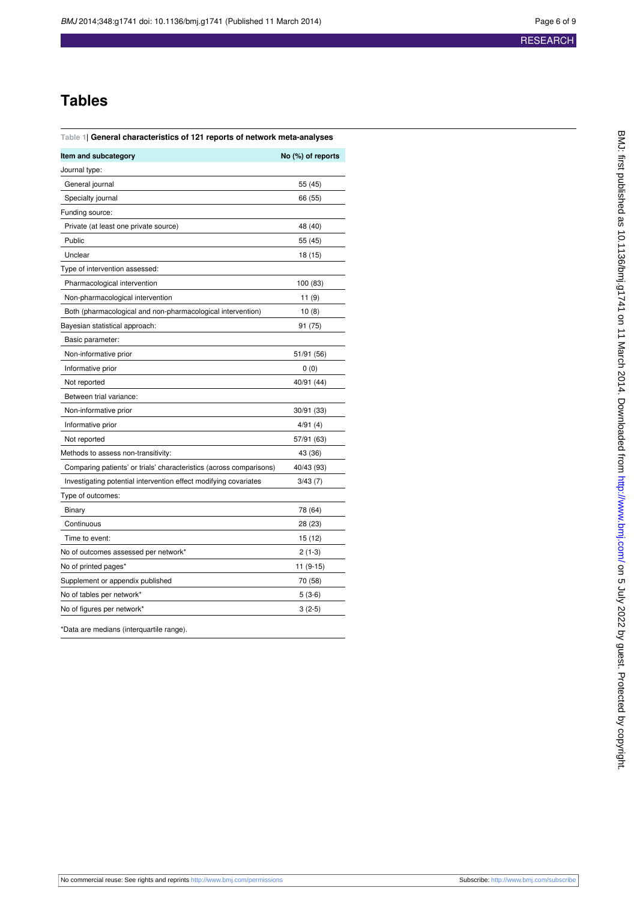# Tables

**Table 1| General characteristics of 121 reports of network meta-analyses**

| Item and subcategory | No (%) of reports |
|---|---|
| Journal type: | |
| General journal | 55 (45) |
| Specialty journal | 66 (55) |
| Funding source: | |
| Private (at least one private source) | 48 (40) |
| Public | 55 (45) |
| Unclear | 18 (15) |
| Type of intervention assessed: | |
| Pharmacological intervention | 100 (83) |
| Non-pharmacological intervention | 11 (9) |
| Both (pharmacological and non-pharmacological intervention) | 10 (8) |
| Bayesian statistical approach: | 91 (75) |
| Basic parameter: | |
| Non-informative prior | 51/91 (56) |
| Informative prior | 0 (0) |
| Not reported | 40/91 (44) |
| Between trial variance: | |
| Non-informative prior | 30/91 (33) |
| Informative prior | 4/91 (4) |
| Not reported | 57/91 (63) |
| Methods to assess non-transitivity: | 43 (36) |
| Comparing patients' or trials' characteristics (across comparisons) | 40/43 (93) |
| Investigating potential intervention effect modifying covariates | 3/43 (7) |
| Type of outcomes: | |
| Binary | 78 (64) |
| Continuous | 28 (23) |
| Time to event: | 15 (12) |
| No of outcomes assessed per network* | 2 (1-3) |
| No of printed pages* | 11 (9-15) |
| Supplement or appendix published | 70 (58) |
| No of tables per network* | 5 (3-6) |
| No of figures per network* | 3 (2-5) |

*Data are medians (interquartile range).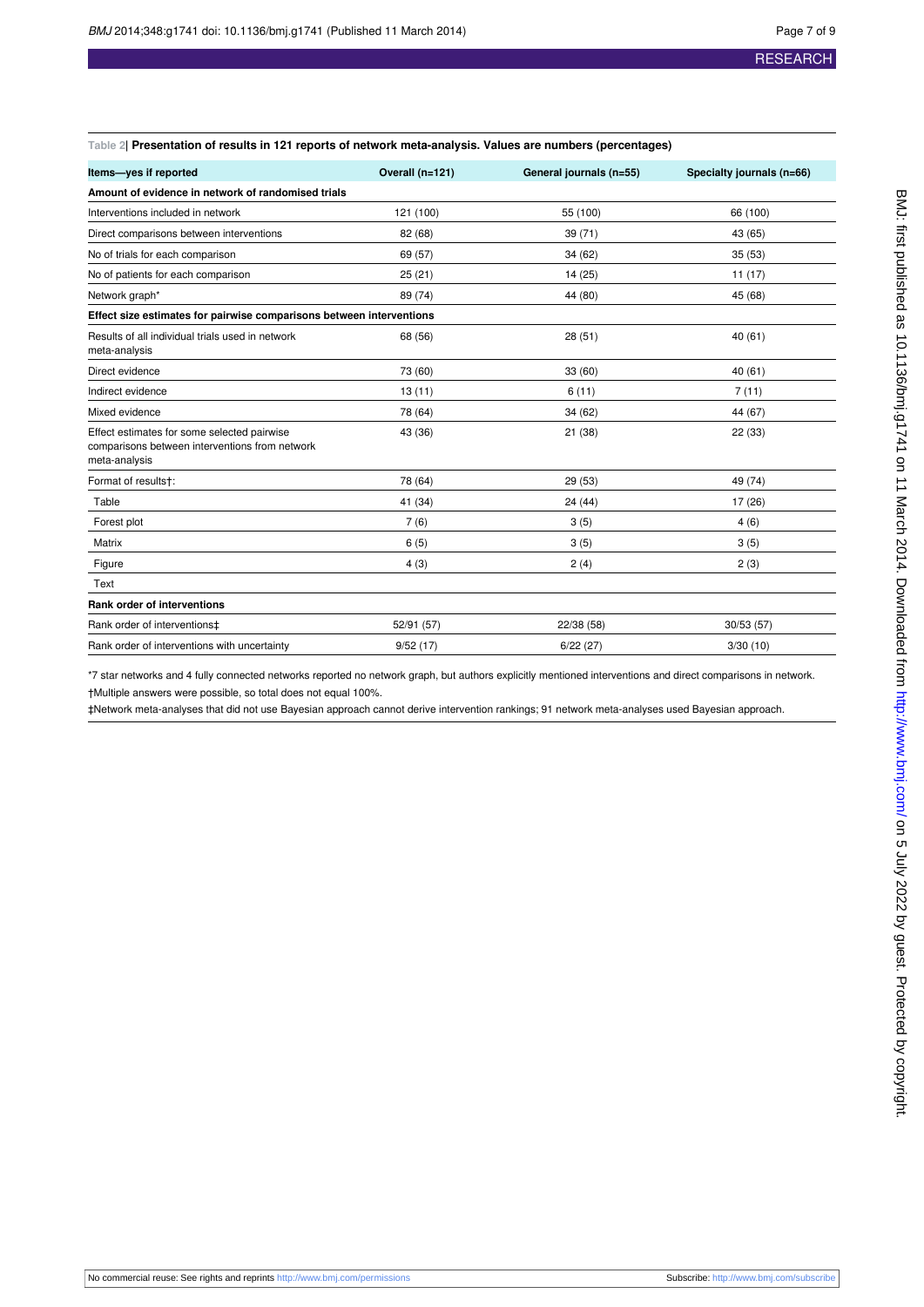Table 2| **Presentation of results in 121 reports of network meta-analysis. Values are numbers (percentages)**

| Items—yes if reported | Overall (n=121) | General journals (n=55) | Specialty journals (n=66) |
|---|---|---|---|
| **Amount of evidence in network of randomised trials** | | | |
| Interventions included in network | 121 (100) | 55 (100) | 66 (100) |
| Direct comparisons between interventions | 82 (68) | 39 (71) | 43 (65) |
| No of trials for each comparison | 69 (57) | 34 (62) | 35 (53) |
| No of patients for each comparison | 25 (21) | 14 (25) | 11 (17) |
| Network graph* | 89 (74) | 44 (80) | 45 (68) |
| **Effect size estimates for pairwise comparisons between interventions** | | | |
| Results of all individual trials used in network meta-analysis | 68 (56) | 28 (51) | 40 (61) |
| Direct evidence | 73 (60) | 33 (60) | 40 (61) |
| Indirect evidence | 13 (11) | 6 (11) | 7 (11) |
| Mixed evidence | 78 (64) | 34 (62) | 44 (67) |
| Effect estimates for some selected pairwise comparisons between interventions from network meta-analysis | 43 (36) | 21 (38) | 22 (33) |
| Format of results†: | 78 (64) | 29 (53) | 49 (74) |
| Table | 41 (34) | 24 (44) | 17 (26) |
| Forest plot | 7 (6) | 3 (5) | 4 (6) |
| Matrix | 6 (5) | 3 (5) | 3 (5) |
| Figure | 4 (3) | 2 (4) | 2 (3) |
| Text | | | |
| **Rank order of interventions** | | | |
| Rank order of interventions‡ | 52/91 (57) | 22/38 (58) | 30/53 (57) |
| Rank order of interventions with uncertainty | 9/52 (17) | 6/22 (27) | 3/30 (10) |

*7 star networks and 4 fully connected networks reported no network graph, but authors explicitly mentioned interventions and direct comparisons in network.

†Multiple answers were possible, so total does not equal 100%.

‡Network meta-analyses that did not use Bayesian approach cannot derive intervention rankings; 91 network meta-analyses used Bayesian approach.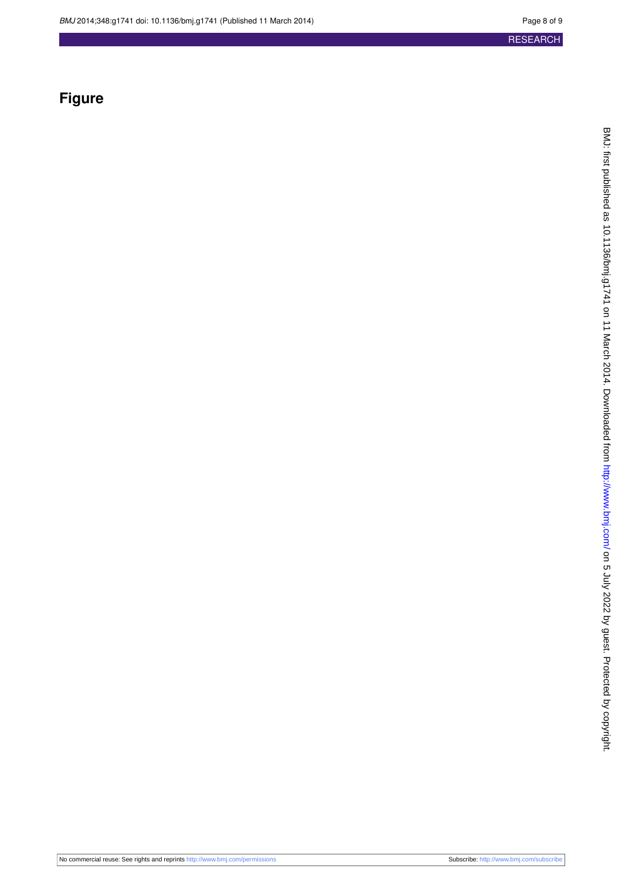# Figure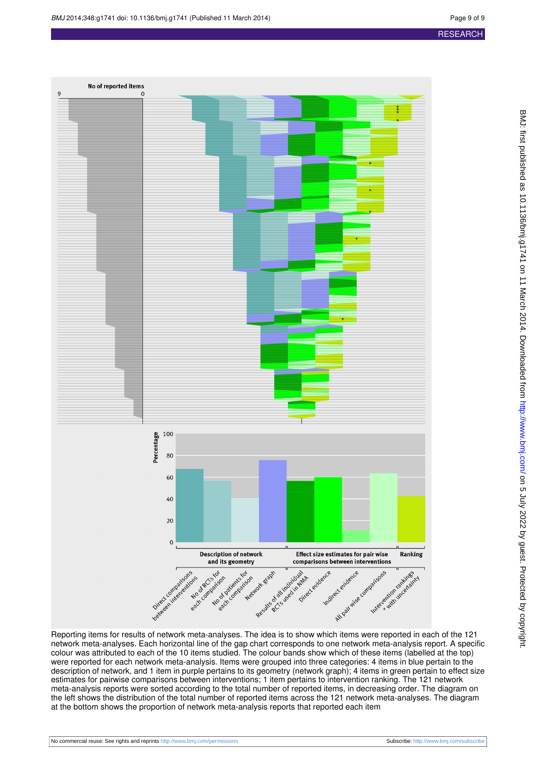No of reported items

9

0

100

80

60

40

20

0

Percentage

Description of network and its geometry

Effect size estimates for pair wise comparisons between interventions

Ranking

Direct comparisons between interventions

No of RCTs for each comparison

No of patients for each comparison

Network graph

Results of all individual RCTs used in NMA

Direct evidence

Indirect evidence

All pair wise comparisons

Intervention rankings * with uncertainty

Reporting items for results of network meta-analyses. The idea is to show which items were reported in each of the 121 network meta-analyses. Each horizontal line of the gap chart corresponds to one network meta-analysis report. A specific colour was attributed to each of the 10 items studied. The colour bands show which of these items (labelled at the top) were reported for each network meta-analysis. Items were grouped into three categories: 4 items in blue pertain to the description of network, and 1 item in purple pertains to its geometry (network graph); 4 items in green pertain to effect size estimates for pairwise comparisons between interventions; 1 item pertains to intervention ranking. The 121 network meta-analysis reports were sorted according to the total number of reported items, in decreasing order. The diagram on the left shows the distribution of the total number of reported items across the 121 network meta-analyses. The diagram at the bottom shows the proportion of network meta-analysis reports that reported each item